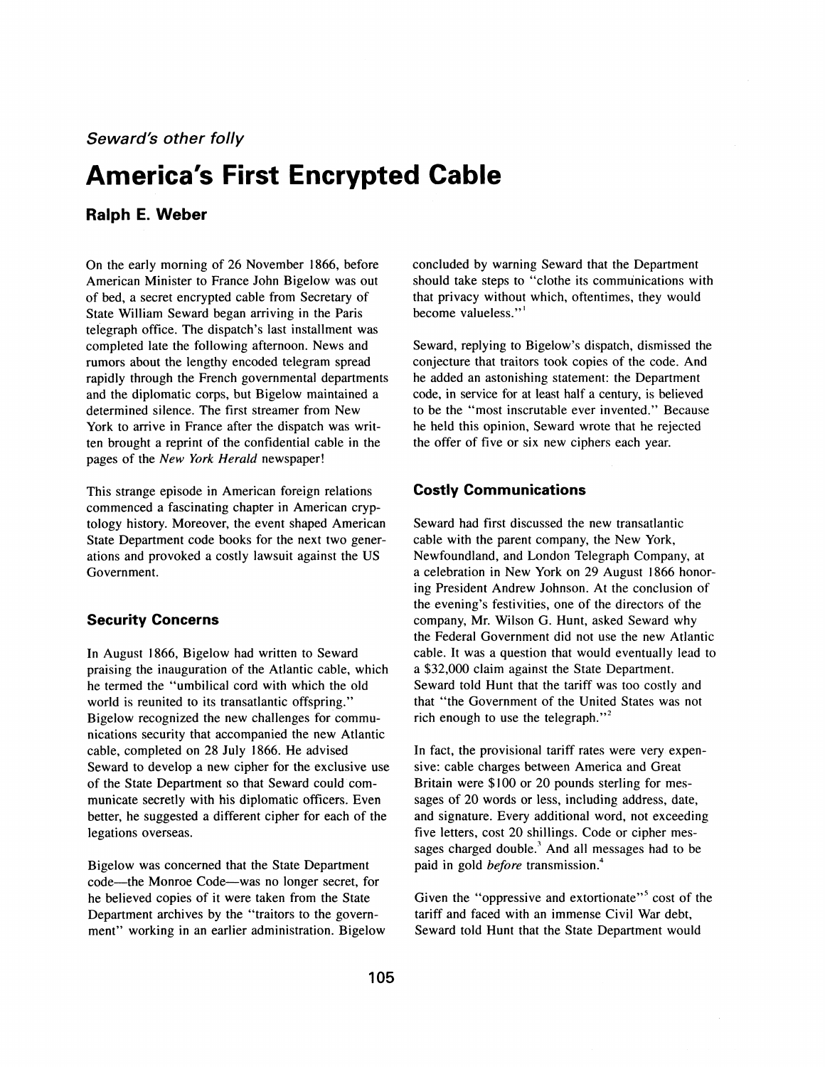*Seward's other folly*

# America's First Encrypted Cable

## Ralph E. Weber

On the early morning of 26 November 1866, before American Minister to France John Bigelow was out of bed, a secret encrypted cable from Secretary of State William Seward began arriving in the Paris telegraph office. The dispatch's last installment was completed late the following afternoon. News and rumors about the lengthy encoded telegram spread rapidly through the French governmental departments and the diplomatic corps, but Bigelow maintained a determined silence. The first streamer from New York to arrive in France after the dispatch was written brought a reprint of the confidential cable in the pages of the *New York Herald* newspaper!

This strange episode in American foreign relations commenced a fascinating chapter in American cryptology history. Moreover, the event shaped American State Department code books for the next two generations and provoked a costly lawsuit against the US Government.

### Security Concerns

In August 1866, Bigelow had written to Seward praising the inauguration of the Atlantic cable, which he termed the "umbilical cord with which the old world is reunited to its transatlantic offspring." Bigelow recognized the new challenges for communications security that accompanied the new Atlantic cable, completed on 28 July 1866. He advised Seward to develop a new cipher for the exclusive use of the State Department so that Seward could communicate secretly with his diplomatic officers. Even better, he suggested a different cipher for each of the legations overseas.

Bigelow was concerned that the State Department code—the Monroe Code—was no longer secret, for he believed copies of it were taken from the State Department archives by the "traitors to the government" working in an earlier administration. Bigelow concluded by warning Seward that the Department should take steps to "clothe its communications with that privacy without which, oftentimes, they would become valueless."[1]

Seward, replying to Bigelow's dispatch, dismissed the conjecture that traitors took copies of the code. And he added an astonishing statement: the Department code, in service for at least half a century, is believed to be the "most inscrutable ever invented." Because he held this opinion, Seward wrote that he rejected the offer of five or six new ciphers each year.

### Costly Communications

Seward had first discussed the new transatlantic cable with the parent company, the New York, Newfoundland, and London Telegraph Company, at a celebration in New York on 29 August 1866 honoring President Andrew Johnson. At the conclusion of the evening's festivities, one of the directors of the company, Mr. Wilson G. Hunt, asked Seward why the Federal Government did not use the new Atlantic cable. It was a question that would eventually lead to a $32,000 claim against the State Department. Seward told Hunt that the tariff was too costly and that "the Government of the United States was not rich enough to use the telegraph."[2]

In fact, the provisional tariff rates were very expensive: cable charges between America and Great Britain were $100 or 20 pounds sterling for messages of 20 words or less, including address, date, and signature. Every additional word, not exceeding five letters, cost 20 shillings. Code or cipher messages charged double.[3] And all messages had to be paid in gold *before* transmission.[4]

Given the "oppressive and extortionate"[5] cost of the tariff and faced with an immense Civil War debt, Seward told Hunt that the State Department would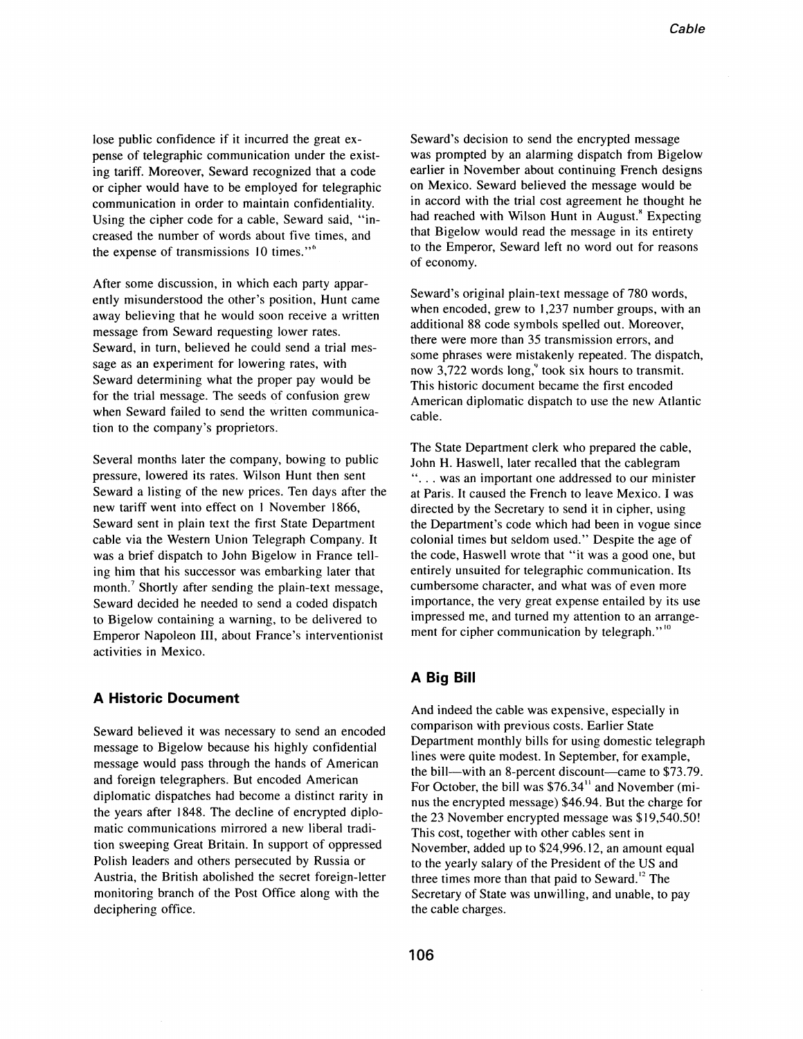lose public confidence if it incurred the great expense of telegraphic communication under the existing tariff. Moreover, Seward recognized that a code or cipher would have to be employed for telegraphic communication in order to maintain confidentiality. Using the cipher code for a cable, Seward said, "increased the number of words about five times, and the expense of transmissions 10 times."[6]

After some discussion, in which each party apparently misunderstood the other's position, Hunt came away believing that he would soon receive a written message from Seward requesting lower rates. Seward, in turn, believed he could send a trial message as an experiment for lowering rates, with Seward determining what the proper pay would be for the trial message. The seeds of confusion grew when Seward failed to send the written communication to the company's proprietors.

Several months later the company, bowing to public pressure, lowered its rates. Wilson Hunt then sent Seward a listing of the new prices. Ten days after the new tariff went into effect on 1 November 1866, Seward sent in plain text the first State Department cable via the Western Union Telegraph Company. It was a brief dispatch to John Bigelow in France telling him that his successor was embarking later that month.[7] Shortly after sending the plain-text message, Seward decided he needed to send a coded dispatch to Bigelow containing a warning, to be delivered to Emperor Napoleon III, about France's interventionist activities in Mexico.

### A Historic Document

Seward believed it was necessary to send an encoded message to Bigelow because his highly confidential message would pass through the hands of American and foreign telegraphers. But encoded American diplomatic dispatches had become a distinct rarity in the years after 1848. The decline of encrypted diplomatic communications mirrored a new liberal tradition sweeping Great Britain. In support of oppressed Polish leaders and others persecuted by Russia or Austria, the British abolished the secret foreign-letter monitoring branch of the Post Office along with the deciphering office.

Seward's decision to send the encrypted message was prompted by an alarming dispatch from Bigelow earlier in November about continuing French designs on Mexico. Seward believed the message would be in accord with the trial cost agreement he thought he had reached with Wilson Hunt in August.[8] Expecting that Bigelow would read the message in its entirety to the Emperor, Seward left no word out for reasons of economy.

Seward's original plain-text message of 780 words, when encoded, grew to 1,237 number groups, with an additional 88 code symbols spelled out. Moreover, there were more than 35 transmission errors, and some phrases were mistakenly repeated. The dispatch, now 3,722 words long,[9] took six hours to transmit. This historic document became the first encoded American diplomatic dispatch to use the new Atlantic cable.

The State Department clerk who prepared the cable, John H. Haswell, later recalled that the cablegram ". . . was an important one addressed to our minister at Paris. It caused the French to leave Mexico. I was directed by the Secretary to send it in cipher, using the Department's code which had been in vogue since colonial times but seldom used." Despite the age of the code, Haswell wrote that "it was a good one, but entirely unsuited for telegraphic communication. Its cumbersome character, and what was of even more importance, the very great expense entailed by its use impressed me, and turned my attention to an arrangement for cipher communication by telegraph."[10]

### A Big Bill

And indeed the cable was expensive, especially in comparison with previous costs. Earlier State Department monthly bills for using domestic telegraph lines were quite modest. In September, for example, the bill—with an 8-percent discount—came to $73.79. For October, the bill was $76.34[11] and November (minus the encrypted message) $46.94. But the charge for the 23 November encrypted message was $19,540.50! This cost, together with other cables sent in November, added up to $24,996.12, an amount equal to the yearly salary of the President of the US and three times more than that paid to Seward.[12] The Secretary of State was unwilling, and unable, to pay the cable charges.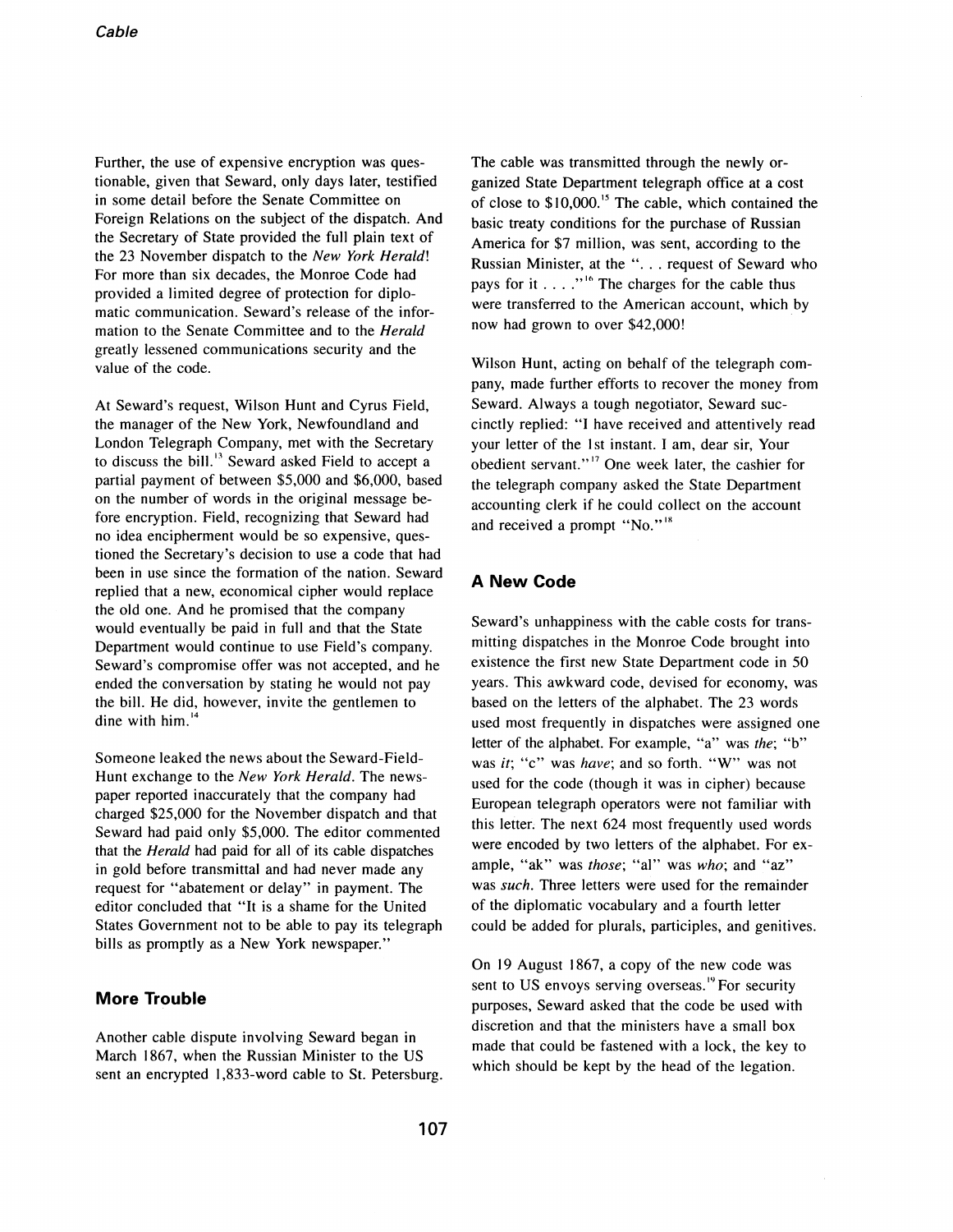Further, the use of expensive encryption was questionable, given that Seward, only days later, testified in some detail before the Senate Committee on Foreign Relations on the subject of the dispatch. And the Secretary of State provided the full plain text of the 23 November dispatch to the *New York Herald*! For more than six decades, the Monroe Code had provided a limited degree of protection for diplomatic communication. Seward's release of the information to the Senate Committee and to the *Herald* greatly lessened communications security and the value of the code.

At Seward's request, Wilson Hunt and Cyrus Field, the manager of the New York, Newfoundland and London Telegraph Company, met with the Secretary to discuss the bill.[13] Seward asked Field to accept a partial payment of between $5,000 and $6,000, based on the number of words in the original message before encryption. Field, recognizing that Seward had no idea encipherment would be so expensive, questioned the Secretary's decision to use a code that had been in use since the formation of the nation. Seward replied that a new, economical cipher would replace the old one. And he promised that the company would eventually be paid in full and that the State Department would continue to use Field's company. Seward's compromise offer was not accepted, and he ended the conversation by stating he would not pay the bill. He did, however, invite the gentlemen to dine with him.[14]

Someone leaked the news about the Seward-Field-Hunt exchange to the *New York Herald*. The newspaper reported inaccurately that the company had charged $25,000 for the November dispatch and that Seward had paid only $5,000. The editor commented that the *Herald* had paid for all of its cable dispatches in gold before transmittal and had never made any request for "abatement or delay" in payment. The editor concluded that "It is a shame for the United States Government not to be able to pay its telegraph bills as promptly as a New York newspaper."

## More Trouble

Another cable dispute involving Seward began in March 1867, when the Russian Minister to the US sent an encrypted 1,833-word cable to St. Petersburg. The cable was transmitted through the newly organized State Department telegraph office at a cost of close to $10,000.[15] The cable, which contained the basic treaty conditions for the purchase of Russian America for $7 million, was sent, according to the Russian Minister, at the ". . . request of Seward who pays for it . . . ."[16] The charges for the cable thus were transferred to the American account, which by now had grown to over $42,000!

Wilson Hunt, acting on behalf of the telegraph company, made further efforts to recover the money from Seward. Always a tough negotiator, Seward succinctly replied: "I have received and attentively read your letter of the 1st instant. I am, dear sir, Your obedient servant."[17] One week later, the cashier for the telegraph company asked the State Department accounting clerk if he could collect on the account and received a prompt "No."[18]

## A New Code

Seward's unhappiness with the cable costs for transmitting dispatches in the Monroe Code brought into existence the first new State Department code in 50 years. This awkward code, devised for economy, was based on the letters of the alphabet. The 23 words used most frequently in dispatches were assigned one letter of the alphabet. For example, "a" was *the*; "b" was *it*; "c" was *have*; and so forth. "W" was not used for the code (though it was in cipher) because European telegraph operators were not familiar with this letter. The next 624 most frequently used words were encoded by two letters of the alphabet. For example, "ak" was *those*; "al" was *who*; and "az" was *such*. Three letters were used for the remainder of the diplomatic vocabulary and a fourth letter could be added for plurals, participles, and genitives.

On 19 August 1867, a copy of the new code was sent to US envoys serving overseas.[19] For security purposes, Seward asked that the code be used with discretion and that the ministers have a small box made that could be fastened with a lock, the key to which should be kept by the head of the legation.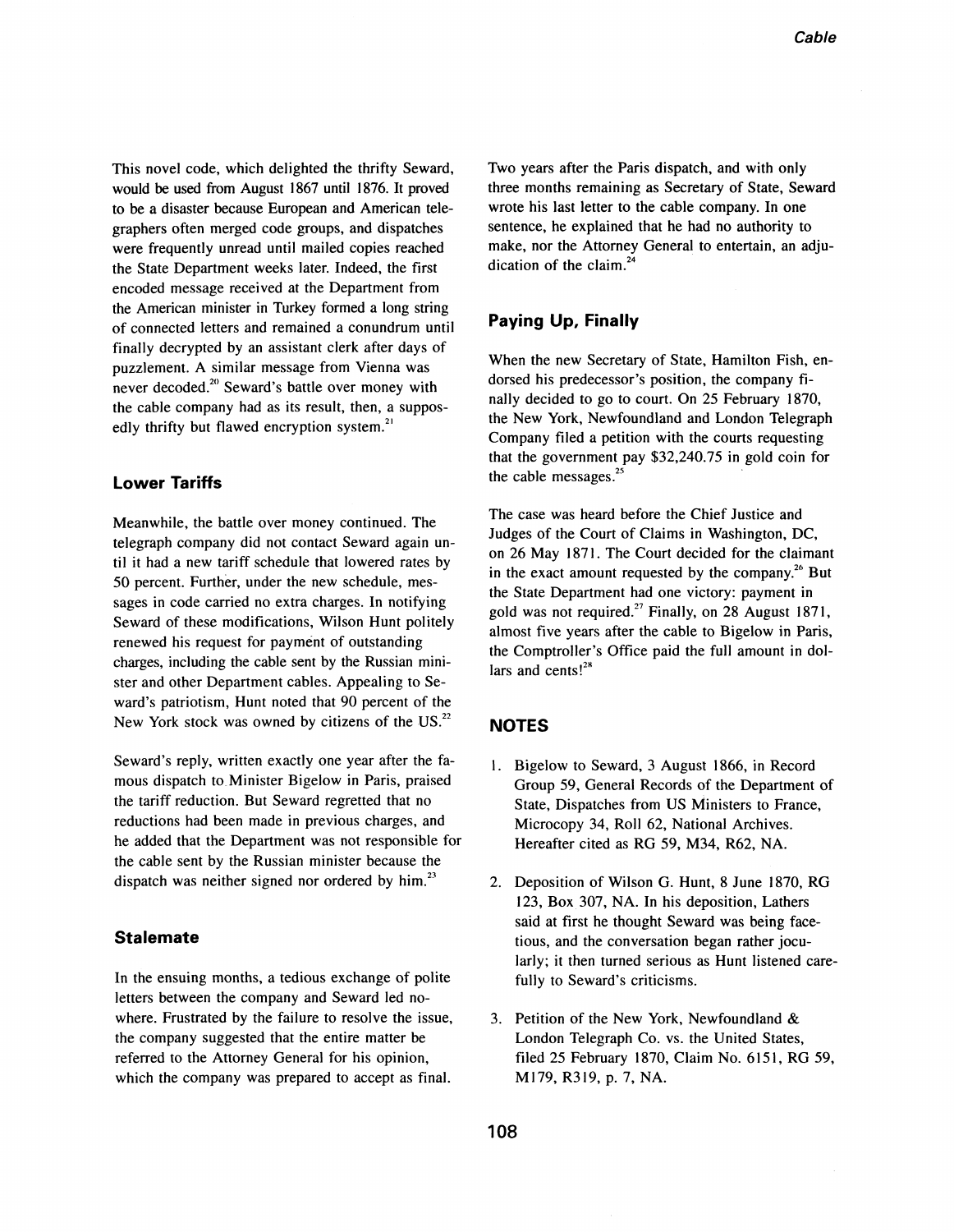This novel code, which delighted the thrifty Seward, would be used from August 1867 until 1876. It proved to be a disaster because European and American telegraphers often merged code groups, and dispatches were frequently unread until mailed copies reached the State Department weeks later. Indeed, the first encoded message received at the Department from the American minister in Turkey formed a long string of connected letters and remained a conundrum until finally decrypted by an assistant clerk after days of puzzlement. A similar message from Vienna was never decoded.[20] Seward's battle over money with the cable company had as its result, then, a supposedly thrifty but flawed encryption system.[21]

### Lower Tariffs

Meanwhile, the battle over money continued. The telegraph company did not contact Seward again until it had a new tariff schedule that lowered rates by 50 percent. Further, under the new schedule, messages in code carried no extra charges. In notifying Seward of these modifications, Wilson Hunt politely renewed his request for payment of outstanding charges, including the cable sent by the Russian minister and other Department cables. Appealing to Seward's patriotism, Hunt noted that 90 percent of the New York stock was owned by citizens of the US.[22]

Seward's reply, written exactly one year after the famous dispatch to Minister Bigelow in Paris, praised the tariff reduction. But Seward regretted that no reductions had been made in previous charges, and he added that the Department was not responsible for the cable sent by the Russian minister because the dispatch was neither signed nor ordered by him.[23]

### Stalemate

In the ensuing months, a tedious exchange of polite letters between the company and Seward led nowhere. Frustrated by the failure to resolve the issue, the company suggested that the entire matter be referred to the Attorney General for his opinion, which the company was prepared to accept as final.

Two years after the Paris dispatch, and with only three months remaining as Secretary of State, Seward wrote his last letter to the cable company. In one sentence, he explained that he had no authority to make, nor the Attorney General to entertain, an adjudication of the claim.[24]

### Paying Up, Finally

When the new Secretary of State, Hamilton Fish, endorsed his predecessor's position, the company finally decided to go to court. On 25 February 1870, the New York, Newfoundland and London Telegraph Company filed a petition with the courts requesting that the government pay $32,240.75 in gold coin for the cable messages.[25]

The case was heard before the Chief Justice and Judges of the Court of Claims in Washington, DC, on 26 May 1871. The Court decided for the claimant in the exact amount requested by the company.[26] But the State Department had one victory: payment in gold was not required.[27] Finally, on 28 August 1871, almost five years after the cable to Bigelow in Paris, the Comptroller's Office paid the full amount in dollars and cents![28]

### NOTES

1. Bigelow to Seward, 3 August 1866, in Record Group 59, General Records of the Department of State, Dispatches from US Ministers to France, Microcopy 34, Roll 62, National Archives. Hereafter cited as RG 59, M34, R62, NA.

2. Deposition of Wilson G. Hunt, 8 June 1870, RG 123, Box 307, NA. In his deposition, Lathers said at first he thought Seward was being facetious, and the conversation began rather jocularly; it then turned serious as Hunt listened carefully to Seward's criticisms.

3. Petition of the New York, Newfoundland & London Telegraph Co. vs. the United States, filed 25 February 1870, Claim No. 6151, RG 59, M179, R319, p. 7, NA.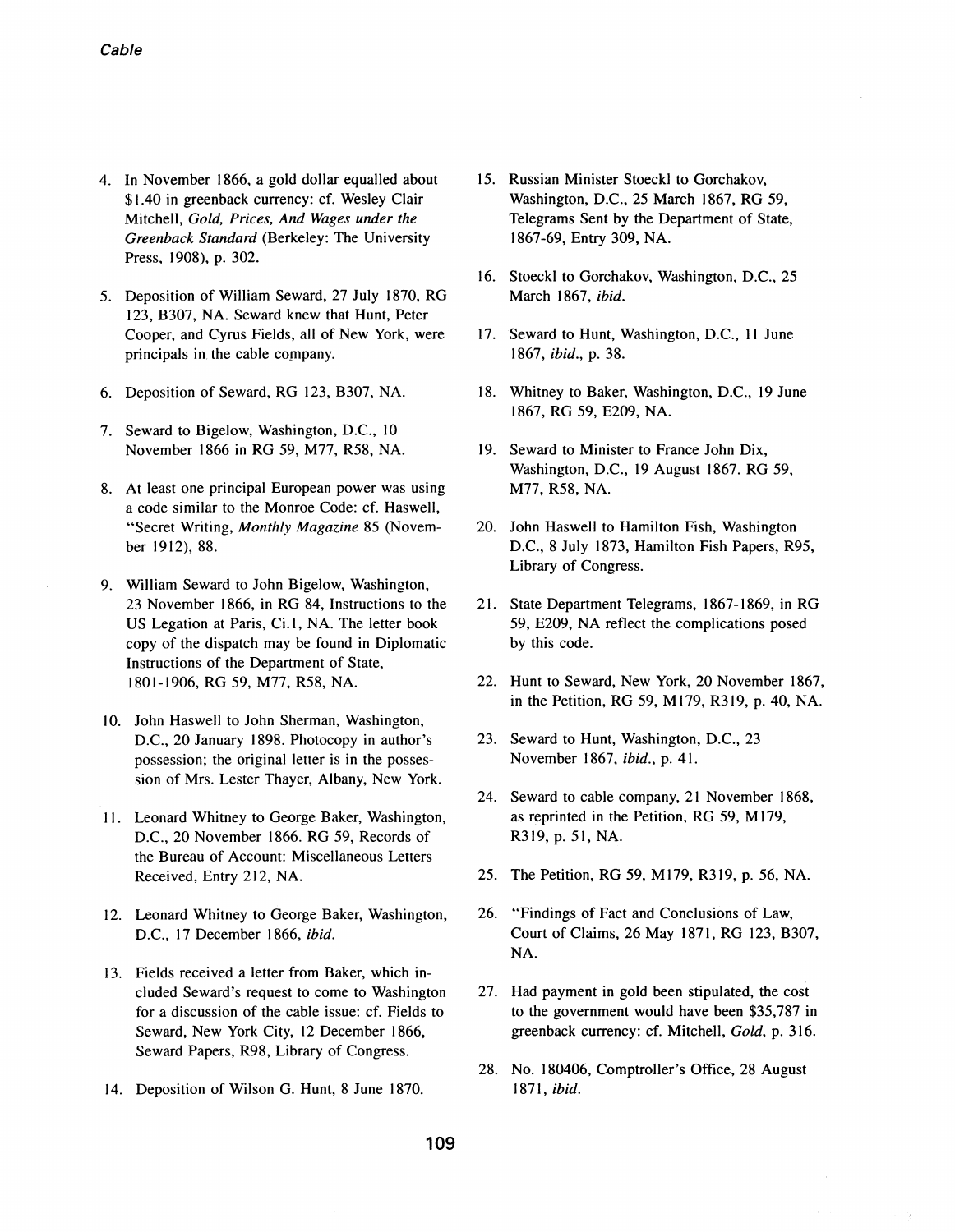4. In November 1866, a gold dollar equalled about $1.40 in greenback currency: cf. Wesley Clair Mitchell, *Gold, Prices, And Wages under the Greenback Standard* (Berkeley: The University Press, 1908), p. 302.

5. Deposition of William Seward, 27 July 1870, RG 123, B307, NA. Seward knew that Hunt, Peter Cooper, and Cyrus Fields, all of New York, were principals in the cable company.

6. Deposition of Seward, RG 123, B307, NA.

7. Seward to Bigelow, Washington, D.C., 10 November 1866 in RG 59, M77, R58, NA.

8. At least one principal European power was using a code similar to the Monroe Code: cf. Haswell, "Secret Writing, *Monthly Magazine* 85 (November 1912), 88.

9. William Seward to John Bigelow, Washington, 23 November 1866, in RG 84, Instructions to the US Legation at Paris, Ci.1, NA. The letter book copy of the dispatch may be found in Diplomatic Instructions of the Department of State, 1801-1906, RG 59, M77, R58, NA.

10. John Haswell to John Sherman, Washington, D.C., 20 January 1898. Photocopy in author's possession; the original letter is in the possession of Mrs. Lester Thayer, Albany, New York.

11. Leonard Whitney to George Baker, Washington, D.C., 20 November 1866. RG 59, Records of the Bureau of Account: Miscellaneous Letters Received, Entry 212, NA.

12. Leonard Whitney to George Baker, Washington, D.C., 17 December 1866, *ibid.*

13. Fields received a letter from Baker, which included Seward's request to come to Washington for a discussion of the cable issue: cf. Fields to Seward, New York City, 12 December 1866, Seward Papers, R98, Library of Congress.

14. Deposition of Wilson G. Hunt, 8 June 1870.

15. Russian Minister Stoeckl to Gorchakov, Washington, D.C., 25 March 1867, RG 59, Telegrams Sent by the Department of State, 1867-69, Entry 309, NA.

16. Stoeckl to Gorchakov, Washington, D.C., 25 March 1867, *ibid.*

17. Seward to Hunt, Washington, D.C., 11 June 1867, *ibid.*, p. 38.

18. Whitney to Baker, Washington, D.C., 19 June 1867, RG 59, E209, NA.

19. Seward to Minister to France John Dix, Washington, D.C., 19 August 1867. RG 59, M77, R58, NA.

20. John Haswell to Hamilton Fish, Washington D.C., 8 July 1873, Hamilton Fish Papers, R95, Library of Congress.

21. State Department Telegrams, 1867-1869, in RG 59, E209, NA reflect the complications posed by this code.

22. Hunt to Seward, New York, 20 November 1867, in the Petition, RG 59, M179, R319, p. 40, NA.

23. Seward to Hunt, Washington, D.C., 23 November 1867, *ibid.*, p. 41.

24. Seward to cable company, 21 November 1868, as reprinted in the Petition, RG 59, M179, R319, p. 51, NA.

25. The Petition, RG 59, M179, R319, p. 56, NA.

26. "Findings of Fact and Conclusions of Law, Court of Claims, 26 May 1871, RG 123, B307, NA.

27. Had payment in gold been stipulated, the cost to the government would have been $35,787 in greenback currency: cf. Mitchell, *Gold*, p. 316.

28. No. 180406, Comptroller's Office, 28 August 1871, *ibid.*